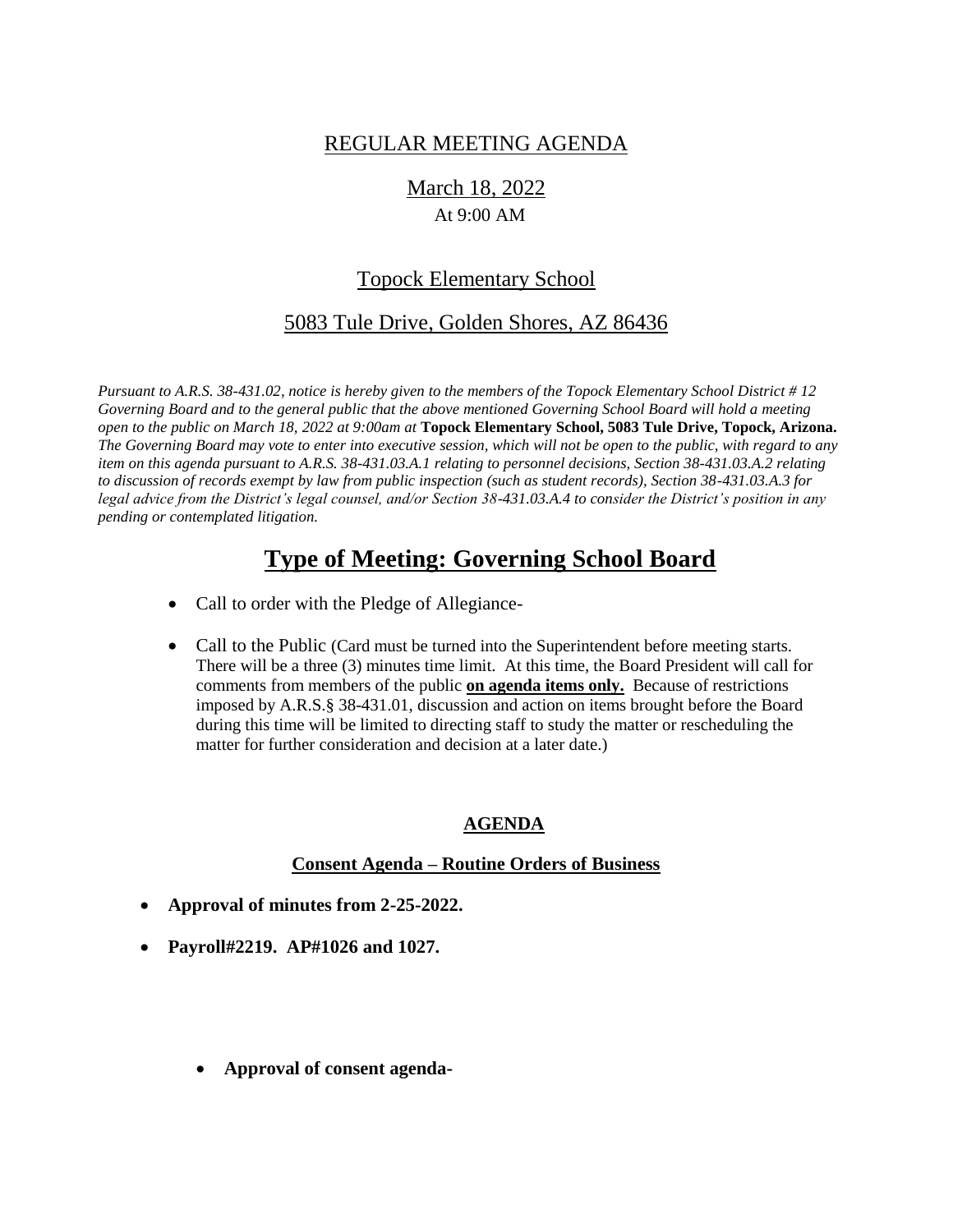# REGULAR MEETING AGENDA

## March 18, 2022

At 9:00 AM

## Topock Elementary School

## 5083 Tule Drive, Golden Shores, AZ 86436

*Pursuant to A.R.S. 38-431.02, notice is hereby given to the members of the Topock Elementary School District # 12 Governing Board and to the general public that the above mentioned Governing School Board will hold a meeting open to the public on March 18, 2022 at 9:00am at* **Topock Elementary School, 5083 Tule Drive, Topock, Arizona.** *The Governing Board may vote to enter into executive session, which will not be open to the public, with regard to any item on this agenda pursuant to A.R.S. 38-431.03.A.1 relating to personnel decisions, Section 38-431.03.A.2 relating to discussion of records exempt by law from public inspection (such as student records), Section 38-431.03.A.3 for legal advice from the District's legal counsel, and/or Section 38-431.03.A.4 to consider the District's position in any pending or contemplated litigation.*

# Type of Meeting: Governing School Board

- Call to order with the Pledge of Allegiance-
- Call to the Public (Card must be turned into the Superintendent before meeting starts. There will be a three (3) minutes time limit. At this time, the Board President will call for comments from members of the public **on agenda items only.** Because of restrictions imposed by A.R.S.§ 38-431.01, discussion and action on items brought before the Board during this time will be limited to directing staff to study the matter or rescheduling the matter for further consideration and decision at a later date.)

### AGENDA

### Consent Agenda – Routine Orders of Business

- **Approval of minutes from 2-25-2022.**
- **Payroll#2219. AP#1026 and 1027.**

  - **Approval of consent agenda-**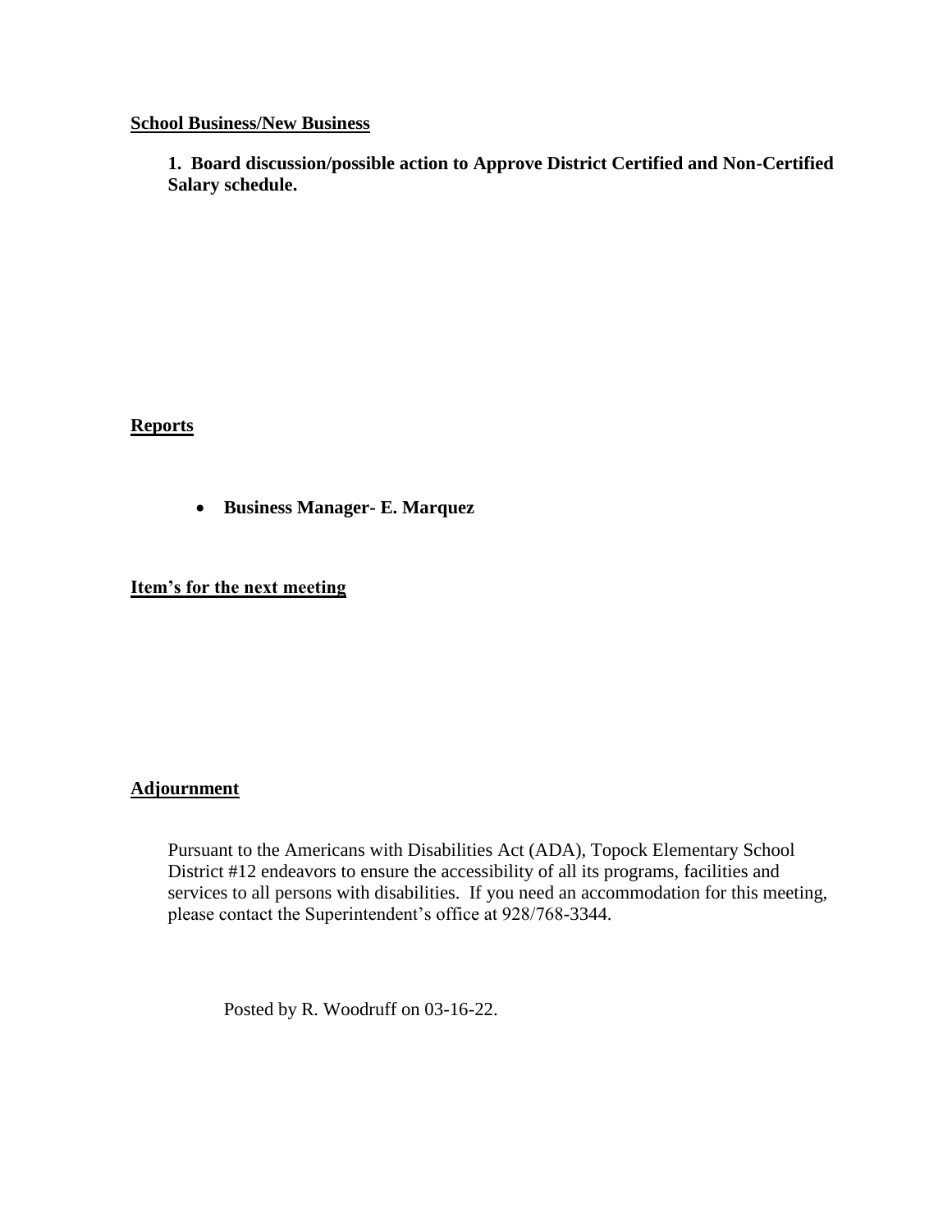**School Business/New Business**

**1. Board discussion/possible action to Approve District Certified and Non-Certified Salary schedule.**

**Reports**

- **Business Manager- E. Marquez**

**Item's for the next meeting**

**Adjournment**

Pursuant to the Americans with Disabilities Act (ADA), Topock Elementary School District #12 endeavors to ensure the accessibility of all its programs, facilities and services to all persons with disabilities. If you need an accommodation for this meeting, please contact the Superintendent's office at 928/768-3344.

Posted by R. Woodruff on 03-16-22.